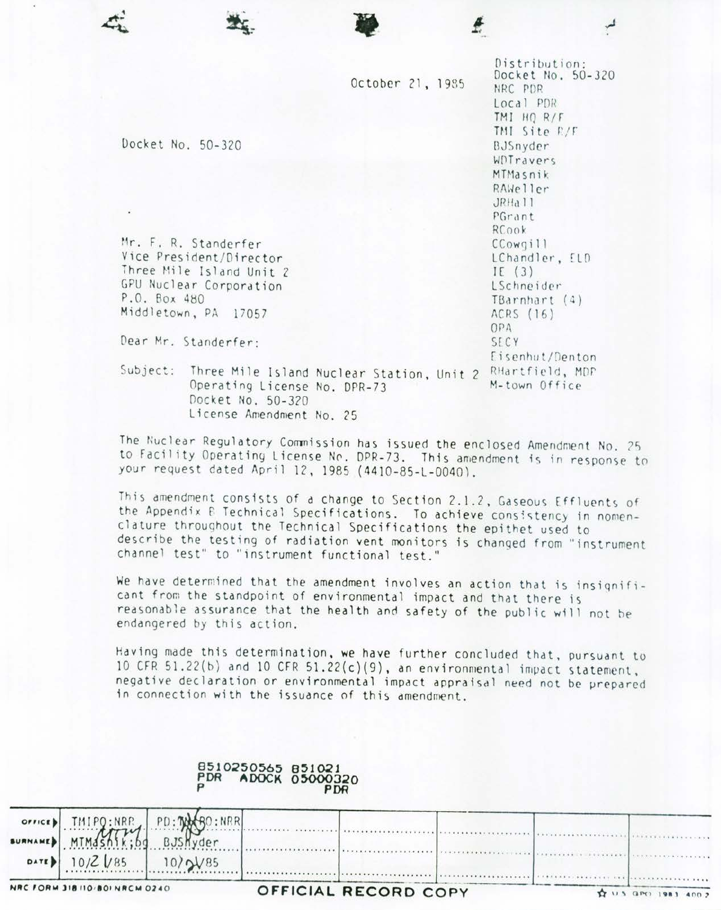October 21, 1985

Distribution:
Docket No. 50-320
NRC PDR
Local PDR
TMI HQ R/F
TMI Site R/F
BJSnyder
WDTravers
MTMasnik
RAWeller
JRHall
PGrant
RCook
CCowgill
LChandler, ELD
IE (3)
LSchneider
TBarnhart (4)
ACRS (16)
OPA
SECY
Eisenhut/Denton
RHartfield, MDP
M-town Office

Docket No. 50-320

Mr. F. R. Standerfer
Vice President/Director
Three Mile Island Unit 2
GPU Nuclear Corporation
P.O. Box 480
Middletown, PA 17057

Dear Mr. Standerfer:

Subject: Three Mile Island Nuclear Station, Unit 2
Operating License No. DPR-73
Docket No. 50-320
License Amendment No. 25

The Nuclear Regulatory Commission has issued the enclosed Amendment No. 25 to Facility Operating License No. DPR-73. This amendment is in response to your request dated April 12, 1985 (4410-85-L-0040).

This amendment consists of a change to Section 2.1.2, Gaseous Effluents of the Appendix B Technical Specifications. To achieve consistency in nomenclature throughout the Technical Specifications the epithet used to describe the testing of radiation vent monitors is changed from "instrument channel test" to "instrument functional test."

We have determined that the amendment involves an action that is insignificant from the standpoint of environmental impact and that there is reasonable assurance that the health and safety of the public will not be endangered by this action.

Having made this determination, we have further concluded that, pursuant to 10 CFR 51.22(b) and 10 CFR 51.22(c)(9), an environmental impact statement, negative declaration or environmental impact appraisal need not be prepared in connection with the issuance of this amendment.

8510250565 851021
PDR ADOCK 05000320
P PDR

| OFFICE | TMIPO:NRR | PD:TMIPO:NRR | | | | | |
|---|---|---|---|---|---|---|---|
| SURNAME | MTMasnik;bg | BJSnyder | | | | | |
| DATE | 10/21/85 | 10/21/85 | | | | | |

NRC FORM 318 (10/80) NRCM 0240 OFFICIAL RECORD COPY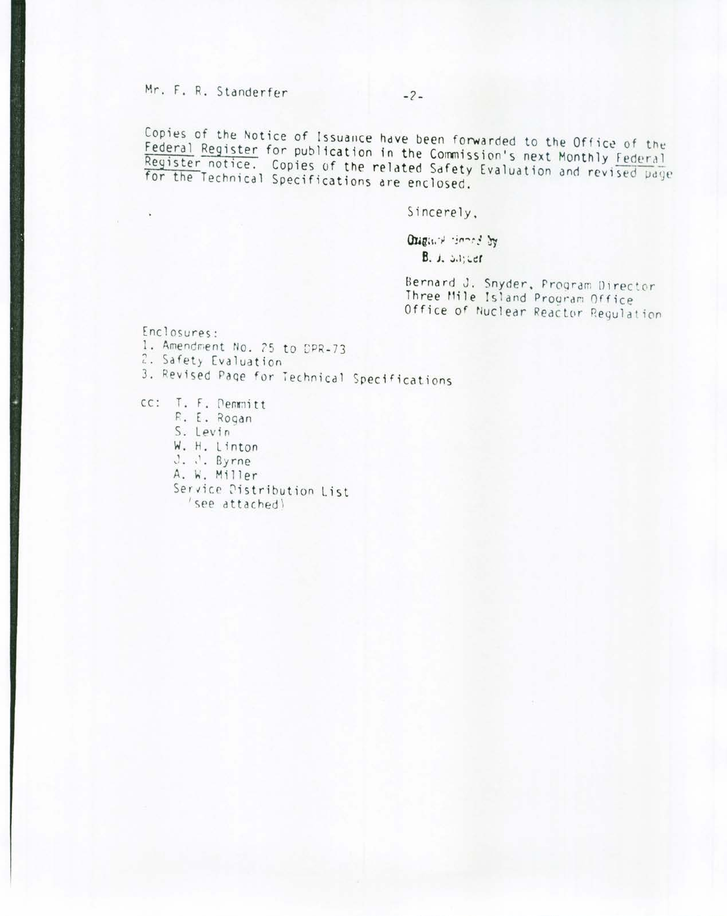Mr. F. R. Standerfer

Copies of the Notice of Issuance have been forwarded to the Office of the Federal Register for publication in the Commission's next Monthly Federal Register notice. Copies of the related Safety Evaluation and revised page for the Technical Specifications are enclosed.

Sincerely,

Original signed by
B. J. Snyder

Bernard J. Snyder, Program Director
Three Mile Island Program Office
Office of Nuclear Reactor Regulation

Enclosures:
1. Amendment No. 25 to DPR-73
2. Safety Evaluation
3. Revised Page for Technical Specifications

cc: T. F. Demmitt
R. E. Rogan
S. Levin
W. H. Linton
J. J. Byrne
A. W. Miller
Service Distribution List
(see attached)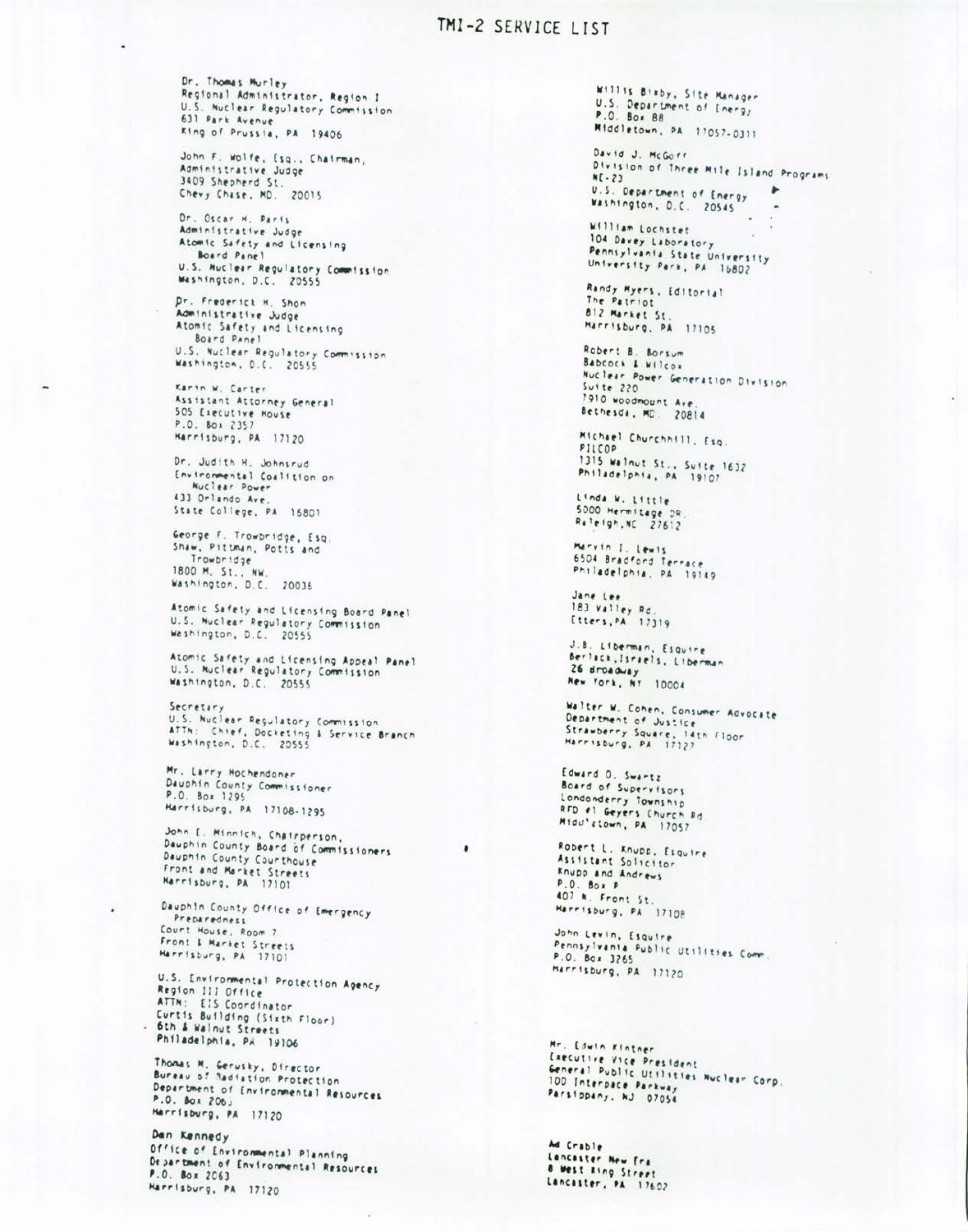# TMI-2 SERVICE LIST

Dr. Thomas Murley
Regional Administrator, Region I
U.S. Nuclear Regulatory Commission
631 Park Avenue
King of Prussia, PA 19406

John F. Wolfe, Esq., Chairman,
Administrative Judge
3409 Shepherd St.
Chevy Chase, MD. 20015

Dr. Oscar H. Paris
Administrative Judge
Atomic Safety and Licensing
Board Panel
U.S. Nuclear Regulatory Commission
Washington, D.C. 20555

Dr. Frederick H. Shon
Administrative Judge
Atomic Safety and Licensing
Board Panel
U.S. Nuclear Regulatory Commission
Washington, D.C. 20555

Karin W. Carter
Assistant Attorney General
505 Executive House
P.O. Box 2357
Harrisburg, PA 17120

Dr. Judith H. Johnsrud
Environmental Coalition on
Nuclear Power
433 Orlando Ave.
State College, PA 16801

George F. Trowbridge, Esq.
Shaw, Pittman, Potts and
Trowbridge
1800 M. St., NW.
Washington, D.C. 20036

Atomic Safety and Licensing Board Panel
U.S. Nuclear Regulatory Commission
Washington, D.C. 20555

Atomic Safety and Licensing Appeal Panel
U.S. Nuclear Regulatory Commission
Washington, D.C. 20555

Secretary
U.S. Nuclear Regulatory Commission
ATTN: Chief, Docketing & Service Branch
Washington, D.C. 20555

Mr. Larry Hochendoner
Dauphin County Commissioner
P.O. Box 1295
Harrisburg, PA 17108-1295

John E. Minnich, Chairperson,
Dauphin County Board of Commissioners
Dauphin County Courthouse
Front and Market Streets
Harrisburg, PA 17101

Dauphin County Office of Emergency
Preparedness
Court House, Room 7
Front & Market Streets
Harrisburg, PA 17101

U.S. Environmental Protection Agency
Region III Office
ATTN: EIS Coordinator
Curtis Building (Sixth Floor)
6th & Walnut Streets
Philadelphia, PA 19106

Thomas M. Gerusky, Director
Bureau of Radiation Protection
Department of Environmental Resources
P.O. Box 2063
Harrisburg, PA 17120

Dan Kennedy
Office of Environmental Planning
Department of Environmental Resources
P.O. Box 2063
Harrisburg, PA 17120

Willis Bixby, Site Manager
U.S. Department of Energy
P.O. Box 88
Middletown, PA 17057-0311

David J. McGoff
Division of Three Mile Island Programs
NE-23
U.S. Department of Energy
Washington, D.C. 20545

William Lochstet
104 Davey Laboratory
Pennsylvania State University
University Park, PA 16802

Randy Myers, Editorial
The Patriot
812 Market St.
Harrisburg, PA 17105

Robert B. Borsum
Babcock & Wilcox
Nuclear Power Generation Division
Suite 220
7910 Woodmount Ave.
Bethesda, MD. 20814

Michael Churchhill, Esq.
PILCOP
1315 Walnut St., Suite 1632
Philadelphia, PA 19107

Linda W. Little
5000 Hermitage DR.
Raleigh, NC 27612

Marvin I. Lewis
6504 Bradford Terrace
Philadelphia, PA 19149

Jane Lee
183 Valley Rd.
Etters, PA 17319

J.B. Liberman, Esquire
Berlack, Israels, Liberman
26 Broadway
New York, NY 10004

Walter W. Cohen, Consumer Advocate
Department of Justice
Strawberry Square, 14th Floor
Harrisburg, PA 17127

Edward O. Swartz
Board of Supervisors
Londonderry Township
RFD #1 Geyers Church Rd.
Middletown, PA 17057

Robert L. Knupp, Esquire
Assistant Solicitor
Knupp and Andrews
P.O. Box P
407 N. Front St.
Harrisburg, PA 17108

John Levin, Esquire
Pennsylvania Public Utilities Comm.
P.O. Box 3265
Harrisburg, PA 17120

Mr. Edwin Kintner
Executive Vice President
General Public Utilities Nuclear Corp.
100 Interpace Parkway
Parsippany, NJ 07054

Ad Crable
Lancaster New Era
8 West King Street
Lancaster, PA 17602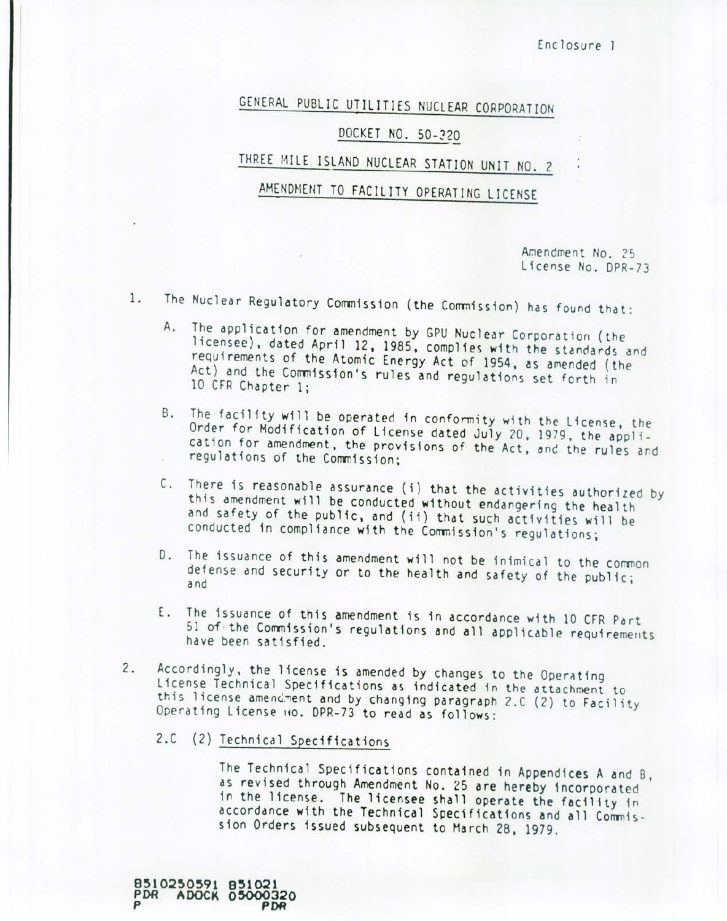Enclosure 1

# GENERAL PUBLIC UTILITIES NUCLEAR CORPORATION

## DOCKET NO. 50-320

## THREE MILE ISLAND NUCLEAR STATION UNIT NO. 2

## AMENDMENT TO FACILITY OPERATING LICENSE

Amendment No. 25
License No. DPR-73

1. The Nuclear Regulatory Commission (the Commission) has found that:

   A. The application for amendment by GPU Nuclear Corporation (the licensee), dated April 12, 1985, complies with the standards and requirements of the Atomic Energy Act of 1954, as amended (the Act) and the Commission's rules and regulations set forth in 10 CFR Chapter 1;

   B. The facility will be operated in conformity with the License, the Order for Modification of License dated July 20, 1979, the application for amendment, the provisions of the Act, and the rules and regulations of the Commission;

   C. There is reasonable assurance (i) that the activities authorized by this amendment will be conducted without endangering the health and safety of the public, and (ii) that such activities will be conducted in compliance with the Commission's regulations;

   D. The issuance of this amendment will not be inimical to the common defense and security or to the health and safety of the public; and

   E. The issuance of this amendment is in accordance with 10 CFR Part 51 of the Commission's regulations and all applicable requirements have been satisfied.

2. Accordingly, the license is amended by changes to the Operating License Technical Specifications as indicated in the attachment to this license amendment and by changing paragraph 2.C (2) to Facility Operating License No. DPR-73 to read as follows:

   2.C (2) Technical Specifications

   The Technical Specifications contained in Appendices A and B, as revised through Amendment No. 25 are hereby incorporated in the license. The licensee shall operate the facility in accordance with the Technical Specifications and all Commission Orders issued subsequent to March 28, 1979.

8510250591 851021
PDR ADOCK 05000320
P PDR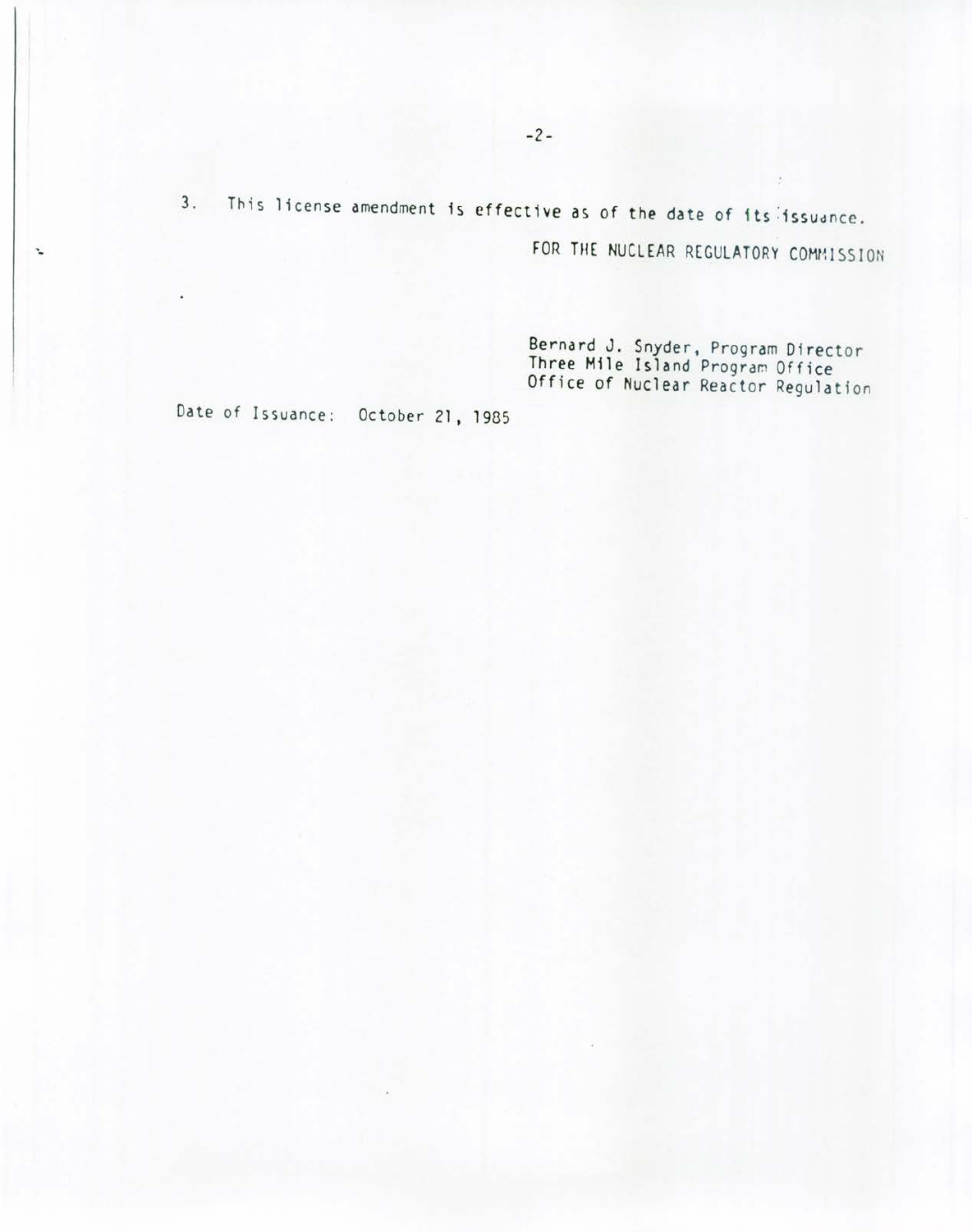3. This license amendment is effective as of the date of its issuance.

FOR THE NUCLEAR REGULATORY COMMISSION

Bernard J. Snyder, Program Director
Three Mile Island Program Office
Office of Nuclear Reactor Regulation

Date of Issuance: October 21, 1985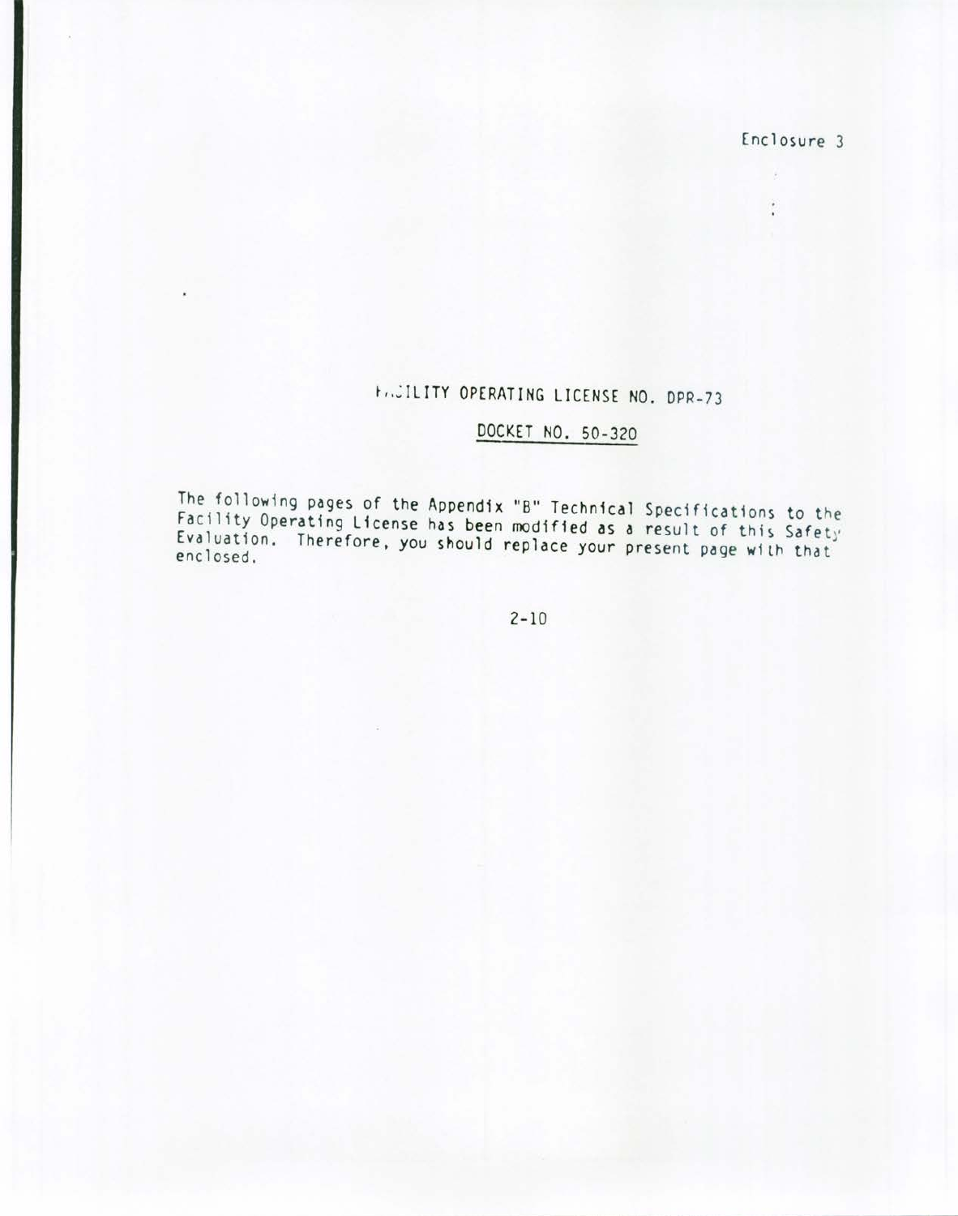Enclosure 3

FACILITY OPERATING LICENSE NO. DPR-73

DOCKET NO. 50-320

The following pages of the Appendix "B" Technical Specifications to the Facility Operating License has been modified as a result of this Safety Evaluation. Therefore, you should replace your present page with that enclosed.

2-10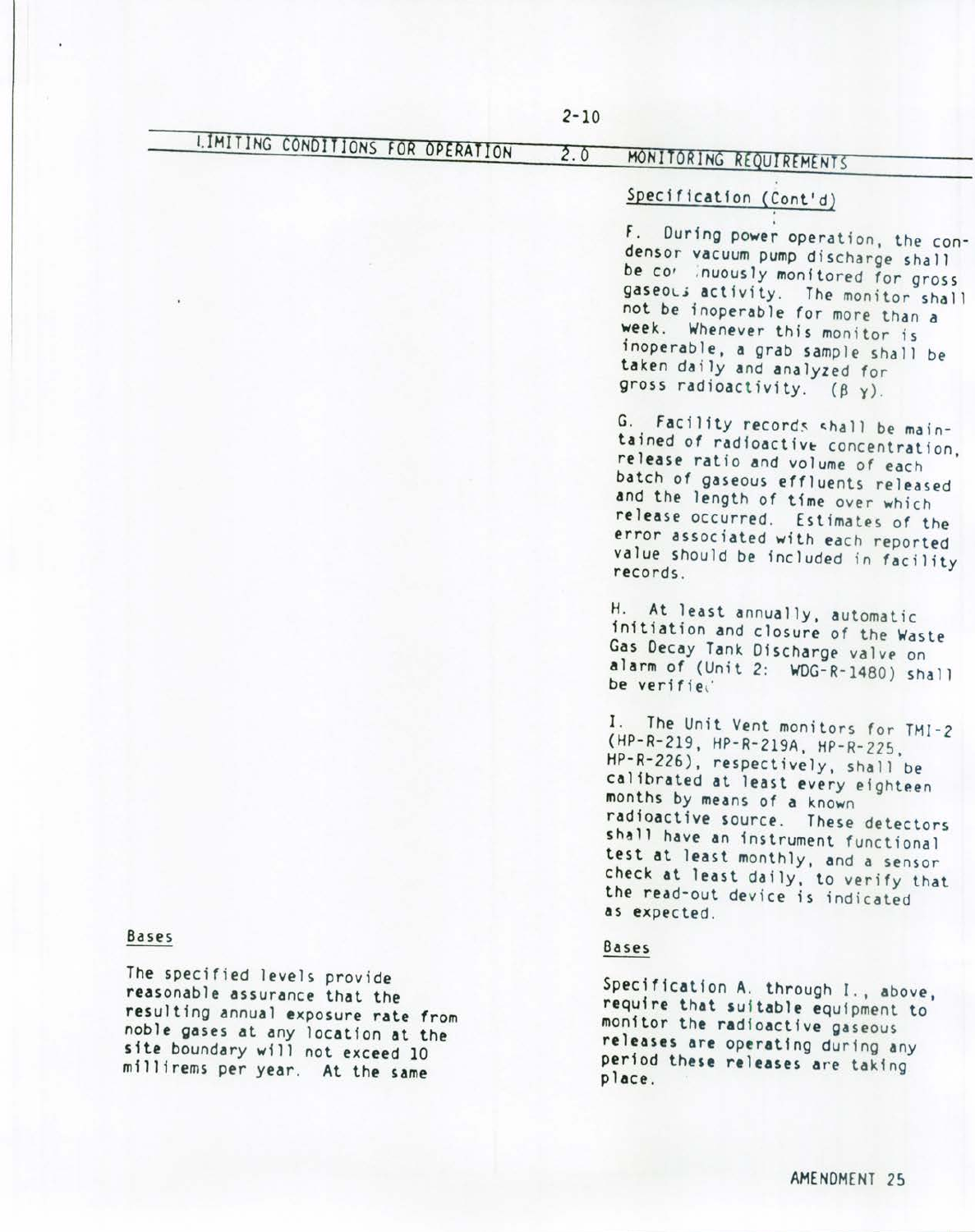| LIMITING CONDITIONS FOR OPERATION | 2.0 MONITORING REQUIREMENTS |
| --- | --- |

Specification (Cont'd)

F. During power operation, the condensor vacuum pump discharge shall be continuously monitored for gross gaseous activity. The monitor shall not be inoperable for more than a week. Whenever this monitor is inoperable, a grab sample shall be taken daily and analyzed for gross radioactivity. ($\beta$ $\gamma$).

G. Facility records shall be maintained of radioactive concentration, release ratio and volume of each batch of gaseous effluents released and the length of time over which release occurred. Estimates of the error associated with each reported value should be included in facility records.

H. At least annually, automatic initiation and closure of the Waste Gas Decay Tank Discharge valve on alarm of (Unit 2: WDG-R-1480) shall be verified.

I. The Unit Vent monitors for TMI-2 (HP-R-219, HP-R-219A, HP-R-225, HP-R-226), respectively, shall be calibrated at least every eighteen months by means of a known radioactive source. These detectors shall have an instrument functional test at least monthly, and a sensor check at least daily, to verify that the read-out device is indicated as expected.

Bases

The specified levels provide reasonable assurance that the resulting annual exposure rate from noble gases at any location at the site boundary will not exceed 10 millirems per year. At the same

Bases

Specification A. through I., above, require that suitable equipment to monitor the radioactive gaseous releases are operating during any period these releases are taking place.

AMENDMENT 25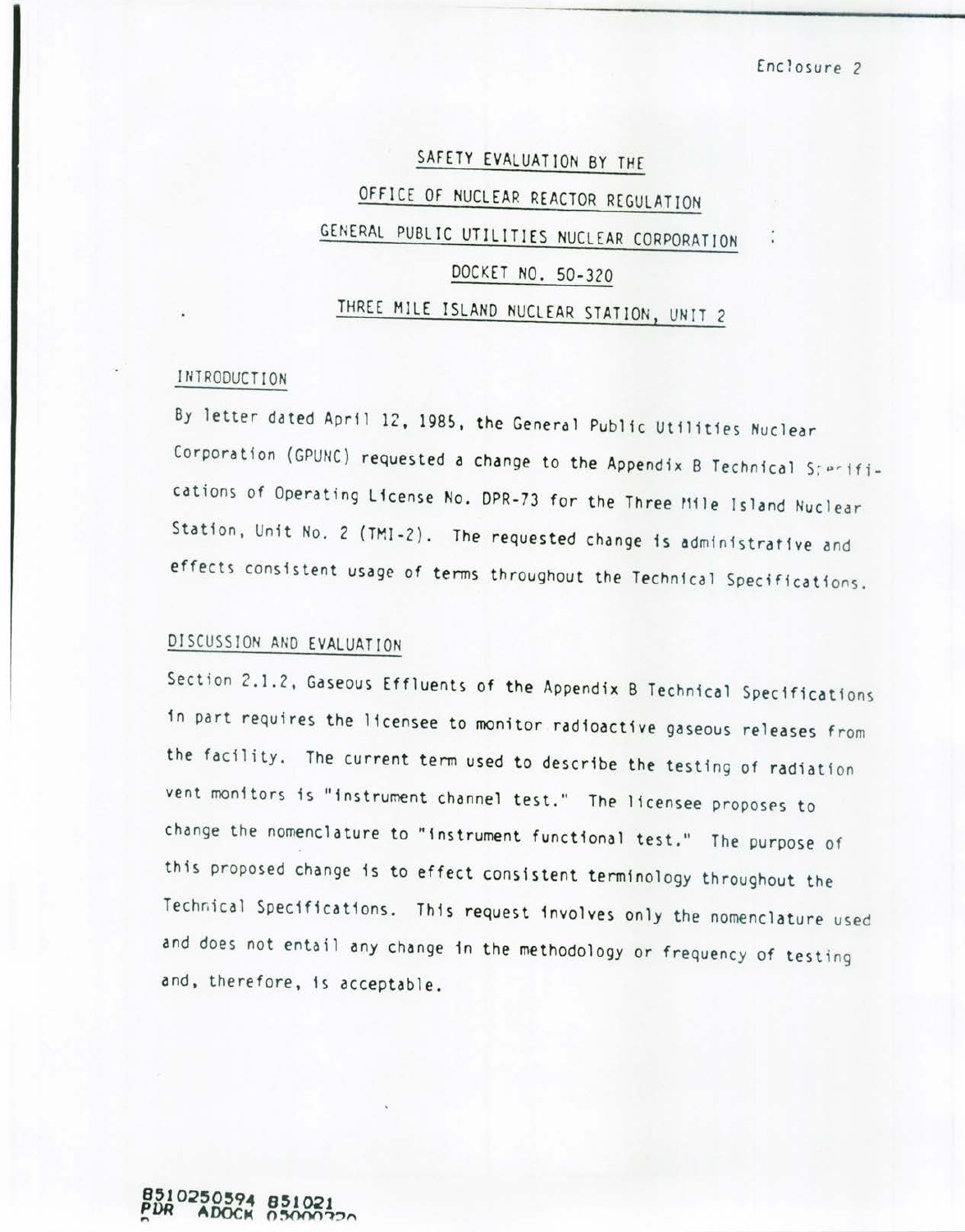Enclosure 2

# SAFETY EVALUATION BY THE

# OFFICE OF NUCLEAR REACTOR REGULATION

# GENERAL PUBLIC UTILITIES NUCLEAR CORPORATION

# DOCKET NO. 50-320

# THREE MILE ISLAND NUCLEAR STATION, UNIT 2

## INTRODUCTION

By letter dated April 12, 1985, the General Public Utilities Nuclear Corporation (GPUNC) requested a change to the Appendix B Technical Specifications of Operating License No. DPR-73 for the Three Mile Island Nuclear Station, Unit No. 2 (TMI-2). The requested change is administrative and effects consistent usage of terms throughout the Technical Specifications.

## DISCUSSION AND EVALUATION

Section 2.1.2, Gaseous Effluents of the Appendix B Technical Specifications in part requires the licensee to monitor radioactive gaseous releases from the facility. The current term used to describe the testing of radiation vent monitors is "instrument channel test." The licensee proposes to change the nomenclature to "instrument functional test." The purpose of this proposed change is to effect consistent terminology throughout the Technical Specifications. This request involves only the nomenclature used and does not entail any change in the methodology or frequency of testing and, therefore, is acceptable.

8510250594 851021
PDR ADOCK 05000320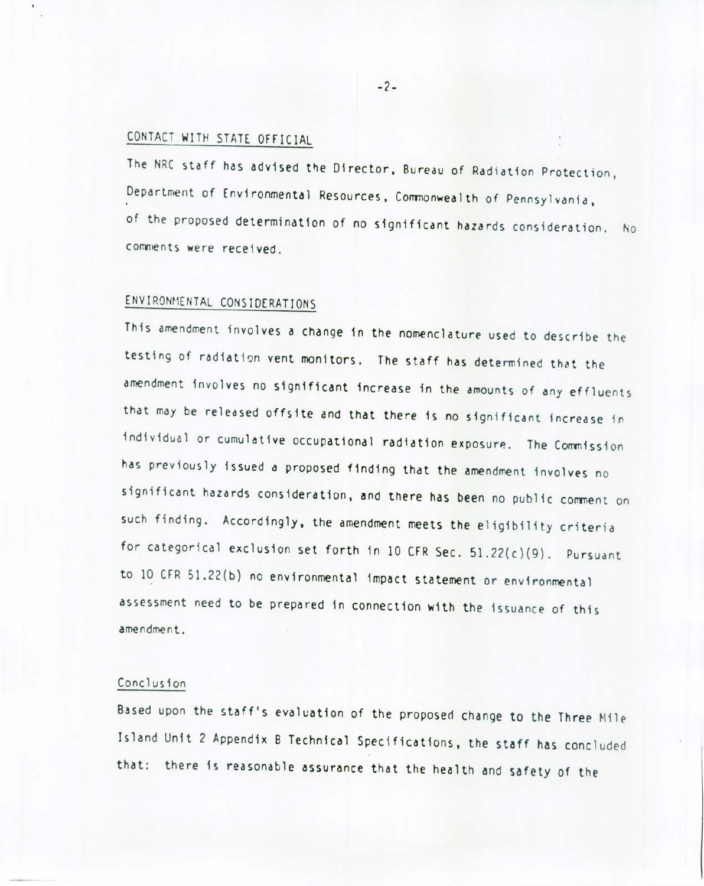## CONTACT WITH STATE OFFICIAL

The NRC staff has advised the Director, Bureau of Radiation Protection, Department of Environmental Resources, Commonwealth of Pennsylvania, of the proposed determination of no significant hazards consideration. No comments were received.

## ENVIRONMENTAL CONSIDERATIONS

This amendment involves a change in the nomenclature used to describe the testing of radiation vent monitors. The staff has determined that the amendment involves no significant increase in the amounts of any effluents that may be released offsite and that there is no significant increase in individual or cumulative occupational radiation exposure. The Commission has previously issued a proposed finding that the amendment involves no significant hazards consideration, and there has been no public comment on such finding. Accordingly, the amendment meets the eligibility criteria for categorical exclusion set forth in 10 CFR Sec. 51.22(c)(9). Pursuant to 10 CFR 51.22(b) no environmental impact statement or environmental assessment need to be prepared in connection with the issuance of this amendment.

## Conclusion

Based upon the staff's evaluation of the proposed change to the Three Mile Island Unit 2 Appendix B Technical Specifications, the staff has concluded that: there is reasonable assurance that the health and safety of the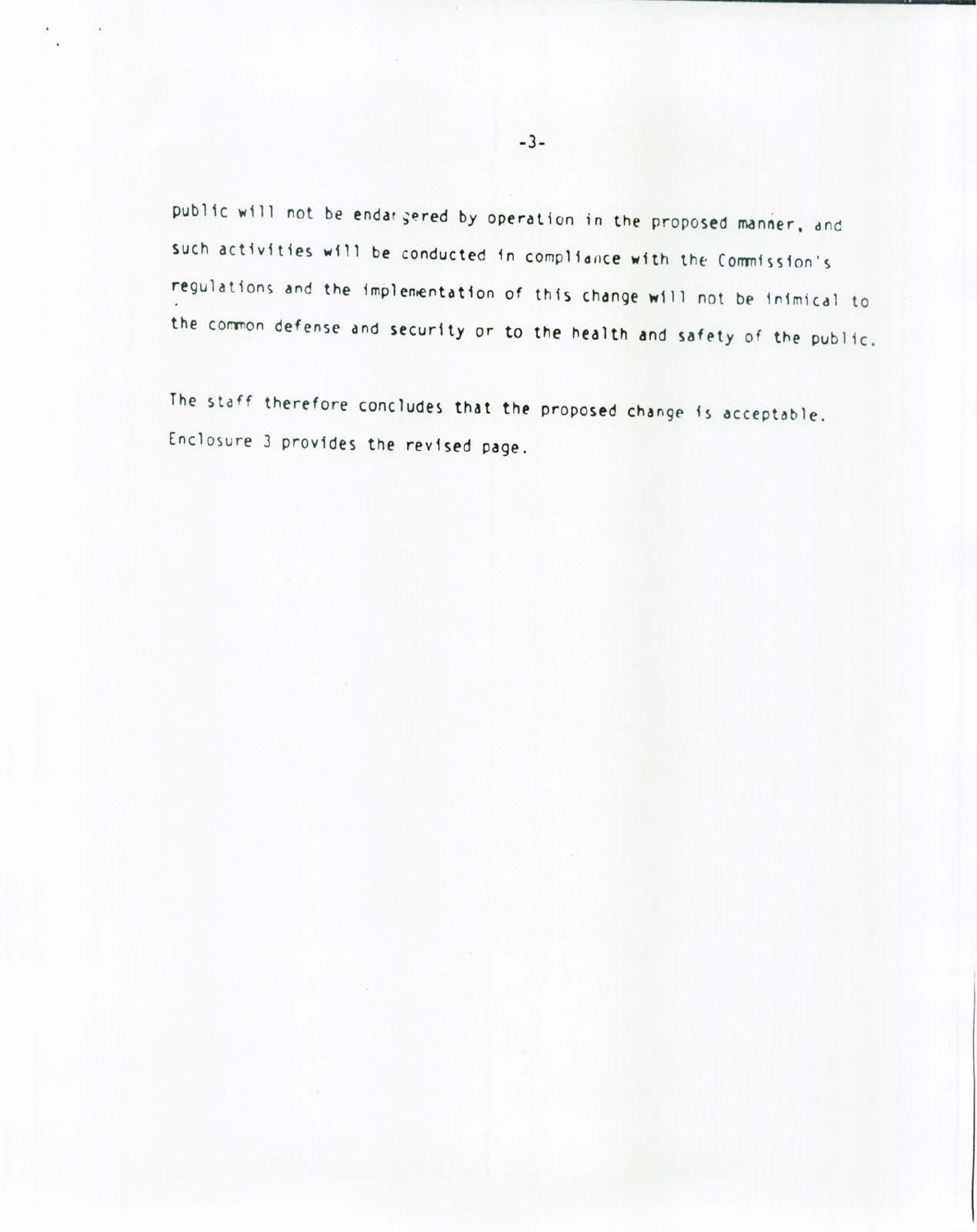public will not be endangered by operation in the proposed manner, and such activities will be conducted in compliance with the Commission's regulations and the implementation of this change will not be inimical to the common defense and security or to the health and safety of the public.

The staff therefore concludes that the proposed change is acceptable. Enclosure 3 provides the revised page.